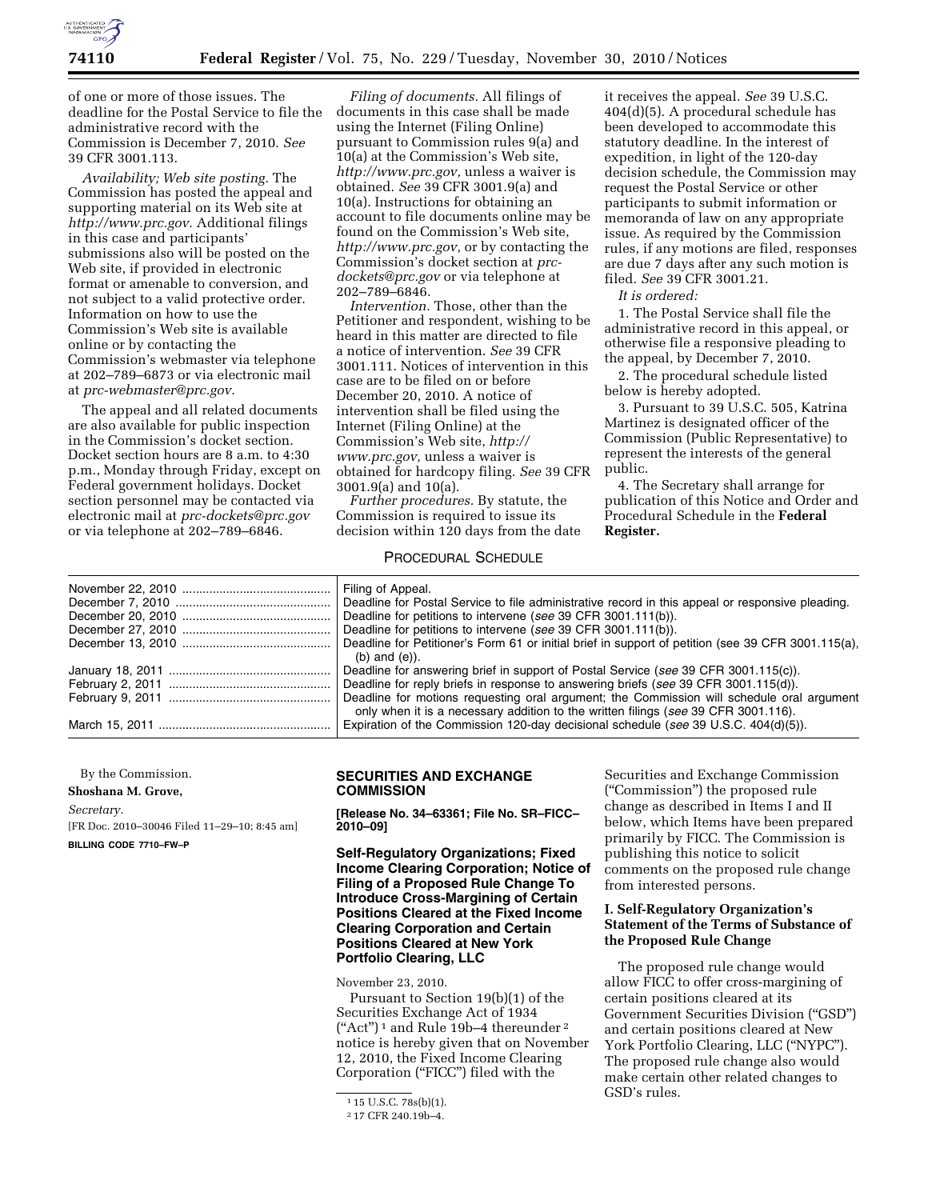of one or more of those issues. The deadline for the Postal Service to file the administrative record with the Commission is December 7, 2010. *See* 39 CFR 3001.113.

*Availability; Web site posting.* The Commission has posted the appeal and supporting material on its Web site at *http://www.prc.gov.* Additional filings in this case and participants' submissions also will be posted on the Web site, if provided in electronic format or amenable to conversion, and not subject to a valid protective order. Information on how to use the Commission's Web site is available online or by contacting the Commission's webmaster via telephone at 202–789–6873 or via electronic mail at *prc-webmaster@prc.gov.*

The appeal and all related documents are also available for public inspection in the Commission's docket section. Docket section hours are 8 a.m. to 4:30 p.m., Monday through Friday, except on Federal government holidays. Docket section personnel may be contacted via electronic mail at *prc-dockets@prc.gov* or via telephone at 202–789–6846.

*Filing of documents.* All filings of documents in this case shall be made using the Internet (Filing Online) pursuant to Commission rules 9(a) and 10(a) at the Commission's Web site, *http://www.prc.gov,* unless a waiver is obtained. *See* 39 CFR 3001.9(a) and 10(a). Instructions for obtaining an account to file documents online may be found on the Commission's Web site, *http://www.prc.gov,* or by contacting the Commission's docket section at *prc-dockets@prc.gov* or via telephone at 202–789–6846.

*Intervention.* Those, other than the Petitioner and respondent, wishing to be heard in this matter are directed to file a notice of intervention. *See* 39 CFR 3001.111. Notices of intervention in this case are to be filed on or before December 20, 2010. A notice of intervention shall be filed using the Internet (Filing Online) at the Commission's Web site, *http://www.prc.gov,* unless a waiver is obtained for hardcopy filing. *See* 39 CFR 3001.9(a) and 10(a).

*Further procedures.* By statute, the Commission is required to issue its decision within 120 days from the date it receives the appeal. *See* 39 U.S.C. 404(d)(5). A procedural schedule has been developed to accommodate this statutory deadline. In the interest of expedition, in light of the 120-day decision schedule, the Commission may request the Postal Service or other participants to submit information or memoranda of law on any appropriate issue. As required by the Commission rules, if any motions are filed, responses are due 7 days after any such motion is filed. *See* 39 CFR 3001.21.

*It is ordered:*

1. The Postal Service shall file the administrative record in this appeal, or otherwise file a responsive pleading to the appeal, by December 7, 2010.

2. The procedural schedule listed below is hereby adopted.

3. Pursuant to 39 U.S.C. 505, Katrina Martinez is designated officer of the Commission (Public Representative) to represent the interests of the general public.

4. The Secretary shall arrange for publication of this Notice and Order and Procedural Schedule in the **Federal Register.**

PROCEDURAL SCHEDULE

| | |
|---|---|
| November 22, 2010 | Filing of Appeal. |
| December 7, 2010 | Deadline for Postal Service to file administrative record in this appeal or responsive pleading. |
| December 20, 2010 | Deadline for petitions to intervene (*see* 39 CFR 3001.111(b)). |
| December 27, 2010 | Deadline for petitions to intervene (*see* 39 CFR 3001.111(b)). |
| December 13, 2010 | Deadline for Petitioner's Form 61 or initial brief in support of petition (see 39 CFR 3001.115(a), (b) and (e)). |
| January 18, 2011 | Deadline for answering brief in support of Postal Service (*see* 39 CFR 3001.115(c)). |
| February 2, 2011 | Deadline for reply briefs in response to answering briefs (*see* 39 CFR 3001.115(d)). |
| February 9, 2011 | Deadline for motions requesting oral argument; the Commission will schedule oral argument only when it is a necessary addition to the written filings (*see* 39 CFR 3001.116). |
| March 15, 2011 | Expiration of the Commission 120-day decisional schedule (*see* 39 U.S.C. 404(d)(5)). |

By the Commission.

**Shoshana M. Grove,**

*Secretary.*

[FR Doc. 2010–30046 Filed 11–29–10; 8:45 am]

**BILLING CODE 7710–FW–P**

## SECURITIES AND EXCHANGE COMMISSION

**[Release No. 34–63361; File No. SR–FICC–2010–09]**

### Self-Regulatory Organizations; Fixed Income Clearing Corporation; Notice of Filing of a Proposed Rule Change To Introduce Cross-Margining of Certain Positions Cleared at the Fixed Income Clearing Corporation and Certain Positions Cleared at New York Portfolio Clearing, LLC

November 23, 2010.

Pursuant to Section 19(b)(1) of the Securities Exchange Act of 1934 ("Act") [1] and Rule 19b–4 thereunder [2] notice is hereby given that on November 12, 2010, the Fixed Income Clearing Corporation ("FICC") filed with the Securities and Exchange Commission ("Commission") the proposed rule change as described in Items I and II below, which Items have been prepared primarily by FICC. The Commission is publishing this notice to solicit comments on the proposed rule change from interested persons.

#### I. Self-Regulatory Organization's Statement of the Terms of Substance of the Proposed Rule Change

The proposed rule change would allow FICC to offer cross-margining of certain positions cleared at its Government Securities Division ("GSD") and certain positions cleared at New York Portfolio Clearing, LLC ("NYPC"). The proposed rule change also would make certain other related changes to GSD's rules.

[1] 15 U.S.C. 78s(b)(1).

[2] 17 CFR 240.19b–4.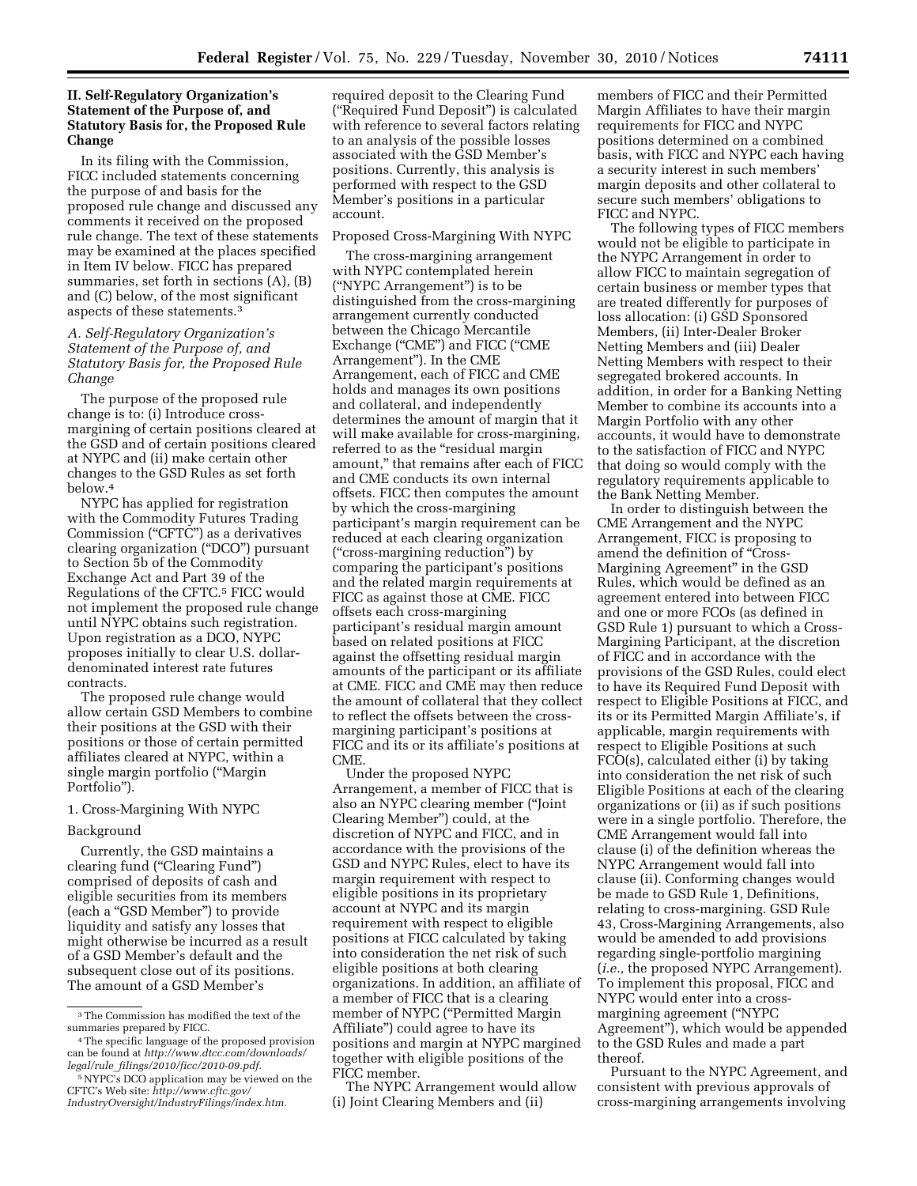## II. Self-Regulatory Organization's Statement of the Purpose of, and Statutory Basis for, the Proposed Rule Change

In its filing with the Commission, FICC included statements concerning the purpose of and basis for the proposed rule change and discussed any comments it received on the proposed rule change. The text of these statements may be examined at the places specified in Item IV below. FICC has prepared summaries, set forth in sections (A), (B) and (C) below, of the most significant aspects of these statements.[3]

### A. Self-Regulatory Organization's Statement of the Purpose of, and Statutory Basis for, the Proposed Rule Change

The purpose of the proposed rule change is to: (i) Introduce cross-margining of certain positions cleared at the GSD and of certain positions cleared at NYPC and (ii) make certain other changes to the GSD Rules as set forth below.[4]

NYPC has applied for registration with the Commodity Futures Trading Commission ("CFTC") as a derivatives clearing organization ("DCO") pursuant to Section 5b of the Commodity Exchange Act and Part 39 of the Regulations of the CFTC.[5] FICC would not implement the proposed rule change until NYPC obtains such registration. Upon registration as a DCO, NYPC proposes initially to clear U.S. dollar-denominated interest rate futures contracts.

The proposed rule change would allow certain GSD Members to combine their positions at the GSD with their positions or those of certain permitted affiliates cleared at NYPC, within a single margin portfolio ("Margin Portfolio").

1. Cross-Margining With NYPC

Background

Currently, the GSD maintains a clearing fund ("Clearing Fund") comprised of deposits of cash and eligible securities from its members (each a "GSD Member") to provide liquidity and satisfy any losses that might otherwise be incurred as a result of a GSD Member's default and the subsequent close out of its positions. The amount of a GSD Member's required deposit to the Clearing Fund ("Required Fund Deposit") is calculated with reference to several factors relating to an analysis of the possible losses associated with the GSD Member's positions. Currently, this analysis is performed with respect to the GSD Member's positions in a particular account.

Proposed Cross-Margining With NYPC

The cross-margining arrangement with NYPC contemplated herein ("NYPC Arrangement") is to be distinguished from the cross-margining arrangement currently conducted between the Chicago Mercantile Exchange ("CME") and FICC ("CME Arrangement"). In the CME Arrangement, each of FICC and CME holds and manages its own positions and collateral, and independently determines the amount of margin that it will make available for cross-margining, referred to as the "residual margin amount," that remains after each of FICC and CME conducts its own internal offsets. FICC then computes the amount by which the cross-margining participant's margin requirement can be reduced at each clearing organization ("cross-margining reduction") by comparing the participant's positions and the related margin requirements at FICC as against those at CME. FICC offsets each cross-margining participant's residual margin amount based on related positions at FICC against the offsetting residual margin amounts of the participant or its affiliate at CME. FICC and CME may then reduce the amount of collateral that they collect to reflect the offsets between the cross-margining participant's positions at FICC and its or its affiliate's positions at CME.

Under the proposed NYPC Arrangement, a member of FICC that is also an NYPC clearing member ("Joint Clearing Member") could, at the discretion of NYPC and FICC, and in accordance with the provisions of the GSD and NYPC Rules, elect to have its margin requirement with respect to eligible positions in its proprietary account at NYPC and its margin requirement with respect to eligible positions at FICC calculated by taking into consideration the net risk of such eligible positions at both clearing organizations. In addition, an affiliate of a member of FICC that is a clearing member of NYPC ("Permitted Margin Affiliate") could agree to have its positions and margin at NYPC margined together with eligible positions of the FICC member.

The NYPC Arrangement would allow (i) Joint Clearing Members and (ii) members of FICC and their Permitted Margin Affiliates to have their margin requirements for FICC and NYPC positions determined on a combined basis, with FICC and NYPC each having a security interest in such members' margin deposits and other collateral to secure such members' obligations to FICC and NYPC.

The following types of FICC members would not be eligible to participate in the NYPC Arrangement in order to allow FICC to maintain segregation of certain business or member types that are treated differently for purposes of loss allocation: (i) GSD Sponsored Members, (ii) Inter-Dealer Broker Netting Members and (iii) Dealer Netting Members with respect to their segregated brokered accounts. In addition, in order for a Banking Netting Member to combine its accounts into a Margin Portfolio with any other accounts, it would have to demonstrate to the satisfaction of FICC and NYPC that doing so would comply with the regulatory requirements applicable to the Bank Netting Member.

In order to distinguish between the CME Arrangement and the NYPC Arrangement, FICC is proposing to amend the definition of "Cross-Margining Agreement" in the GSD Rules, which would be defined as an agreement entered into between FICC and one or more FCOs (as defined in GSD Rule 1) pursuant to which a Cross-Margining Participant, at the discretion of FICC and in accordance with the provisions of the GSD Rules, could elect to have its Required Fund Deposit with respect to Eligible Positions at FICC, and its or its Permitted Margin Affiliate's, if applicable, margin requirements with respect to Eligible Positions at such FCO(s), calculated either (i) by taking into consideration the net risk of such Eligible Positions at each of the clearing organizations or (ii) as if such positions were in a single portfolio. Therefore, the CME Arrangement would fall into clause (i) of the definition whereas the NYPC Arrangement would fall into clause (ii). Conforming changes would be made to GSD Rule 1, Definitions, relating to cross-margining. GSD Rule 43, Cross-Margining Arrangements, also would be amended to add provisions regarding single-portfolio margining (*i.e.,* the proposed NYPC Arrangement). To implement this proposal, FICC and NYPC would enter into a cross-margining agreement ("NYPC Agreement"), which would be appended to the GSD Rules and made a part thereof.

Pursuant to the NYPC Agreement, and consistent with previous approvals of cross-margining arrangements involving

---

[3] The Commission has modified the text of the summaries prepared by FICC.

[4] The specific language of the proposed provision can be found at *http://www.dtcc.com/downloads/legal/rule_filings/2010/ficc/2010-09.pdf.*

[5] NYPC's DCO application may be viewed on the CFTC's Web site: *http://www.cftc.gov/IndustryOversight/IndustryFilings/index.htm.*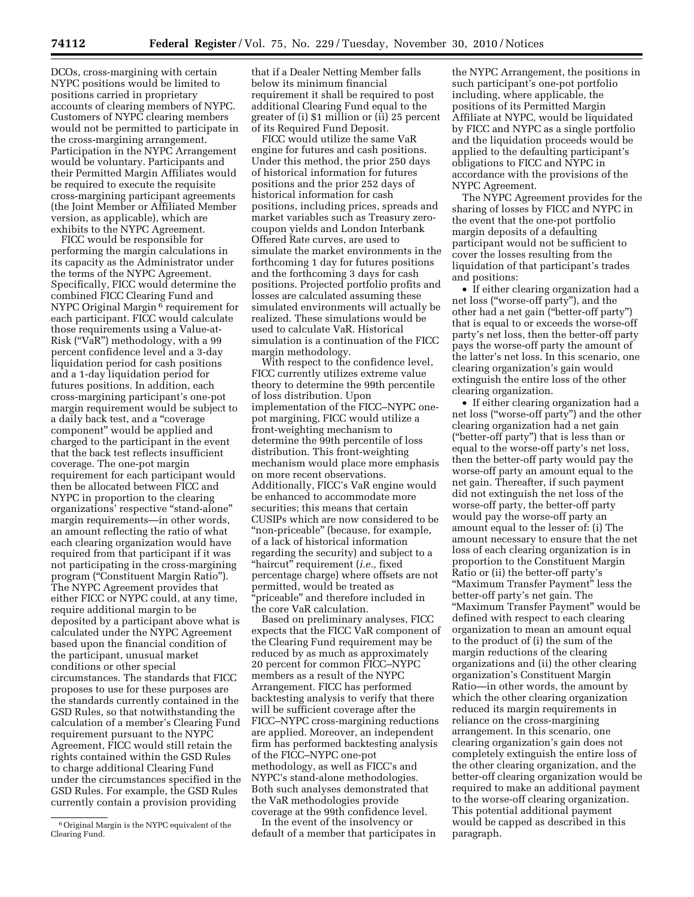DCOs, cross-margining with certain NYPC positions would be limited to positions carried in proprietary accounts of clearing members of NYPC. Customers of NYPC clearing members would not be permitted to participate in the cross-margining arrangement. Participation in the NYPC Arrangement would be voluntary. Participants and their Permitted Margin Affiliates would be required to execute the requisite cross-margining participant agreements (the Joint Member or Affiliated Member version, as applicable), which are exhibits to the NYPC Agreement.

FICC would be responsible for performing the margin calculations in its capacity as the Administrator under the terms of the NYPC Agreement. Specifically, FICC would determine the combined FICC Clearing Fund and NYPC Original Margin [6] requirement for each participant. FICC would calculate those requirements using a Value-at-Risk ("VaR") methodology, with a 99 percent confidence level and a 3-day liquidation period for cash positions and a 1-day liquidation period for futures positions. In addition, each cross-margining participant's one-pot margin requirement would be subject to a daily back test, and a "coverage component" would be applied and charged to the participant in the event that the back test reflects insufficient coverage. The one-pot margin requirement for each participant would then be allocated between FICC and NYPC in proportion to the clearing organizations' respective "stand-alone" margin requirements—in other words, an amount reflecting the ratio of what each clearing organization would have required from that participant if it was not participating in the cross-margining program ("Constituent Margin Ratio"). The NYPC Agreement provides that either FICC or NYPC could, at any time, require additional margin to be deposited by a participant above what is calculated under the NYPC Agreement based upon the financial condition of the participant, unusual market conditions or other special circumstances. The standards that FICC proposes to use for these purposes are the standards currently contained in the GSD Rules, so that notwithstanding the calculation of a member's Clearing Fund requirement pursuant to the NYPC Agreement, FICC would still retain the rights contained within the GSD Rules to charge additional Clearing Fund under the circumstances specified in the GSD Rules. For example, the GSD Rules currently contain a provision providing that if a Dealer Netting Member falls below its minimum financial requirement it shall be required to post additional Clearing Fund equal to the greater of (i) $1 million or (ii) 25 percent of its Required Fund Deposit.

FICC would utilize the same VaR engine for futures and cash positions. Under this method, the prior 250 days of historical information for futures positions and the prior 252 days of historical information for cash positions, including prices, spreads and market variables such as Treasury zero-coupon yields and London Interbank Offered Rate curves, are used to simulate the market environments in the forthcoming 1 day for futures positions and the forthcoming 3 days for cash positions. Projected portfolio profits and losses are calculated assuming these simulated environments will actually be realized. These simulations would be used to calculate VaR. Historical simulation is a continuation of the FICC margin methodology.

With respect to the confidence level, FICC currently utilizes extreme value theory to determine the 99th percentile of loss distribution. Upon implementation of the FICC–NYPC one-pot margining, FICC would utilize a front-weighting mechanism to determine the 99th percentile of loss distribution. This front-weighting mechanism would place more emphasis on more recent observations. Additionally, FICC's VaR engine would be enhanced to accommodate more securities; this means that certain CUSIPs which are now considered to be "non-priceable" (because, for example, of a lack of historical information regarding the security) and subject to a "haircut" requirement (*i.e.,* fixed percentage charge) where offsets are not permitted, would be treated as "priceable" and therefore included in the core VaR calculation.

Based on preliminary analyses, FICC expects that the FICC VaR component of the Clearing Fund requirement may be reduced by as much as approximately 20 percent for common FICC–NYPC members as a result of the NYPC Arrangement. FICC has performed backtesting analysis to verify that there will be sufficient coverage after the FICC–NYPC cross-margining reductions are applied. Moreover, an independent firm has performed backtesting analysis of the FICC–NYPC one-pot methodology, as well as FICC's and NYPC's stand-alone methodologies. Both such analyses demonstrated that the VaR methodologies provide coverage at the 99th confidence level.

In the event of the insolvency or default of a member that participates in the NYPC Arrangement, the positions in such participant's one-pot portfolio including, where applicable, the positions of its Permitted Margin Affiliate at NYPC, would be liquidated by FICC and NYPC as a single portfolio and the liquidation proceeds would be applied to the defaulting participant's obligations to FICC and NYPC in accordance with the provisions of the NYPC Agreement.

The NYPC Agreement provides for the sharing of losses by FICC and NYPC in the event that the one-pot portfolio margin deposits of a defaulting participant would not be sufficient to cover the losses resulting from the liquidation of that participant's trades and positions:

- If either clearing organization had a net loss ("worse-off party"), and the other had a net gain ("better-off party") that is equal to or exceeds the worse-off party's net loss, then the better-off party pays the worse-off party the amount of the latter's net loss. In this scenario, one clearing organization's gain would extinguish the entire loss of the other clearing organization.
- If either clearing organization had a net loss ("worse-off party") and the other clearing organization had a net gain ("better-off party") that is less than or equal to the worse-off party's net loss, then the better-off party would pay the worse-off party an amount equal to the net gain. Thereafter, if such payment did not extinguish the net loss of the worse-off party, the better-off party would pay the worse-off party an amount equal to the lesser of: (i) The amount necessary to ensure that the net loss of each clearing organization is in proportion to the Constituent Margin Ratio or (ii) the better-off party's "Maximum Transfer Payment" less the better-off party's net gain. The "Maximum Transfer Payment" would be defined with respect to each clearing organization to mean an amount equal to the product of (i) the sum of the margin reductions of the clearing organizations and (ii) the other clearing organization's Constituent Margin Ratio—in other words, the amount by which the other clearing organization reduced its margin requirements in reliance on the cross-margining arrangement. In this scenario, one clearing organization's gain does not completely extinguish the entire loss of the other clearing organization, and the better-off clearing organization would be required to make an additional payment to the worse-off clearing organization. This potential additional payment would be capped as described in this paragraph.

---

[6] Original Margin is the NYPC equivalent of the Clearing Fund.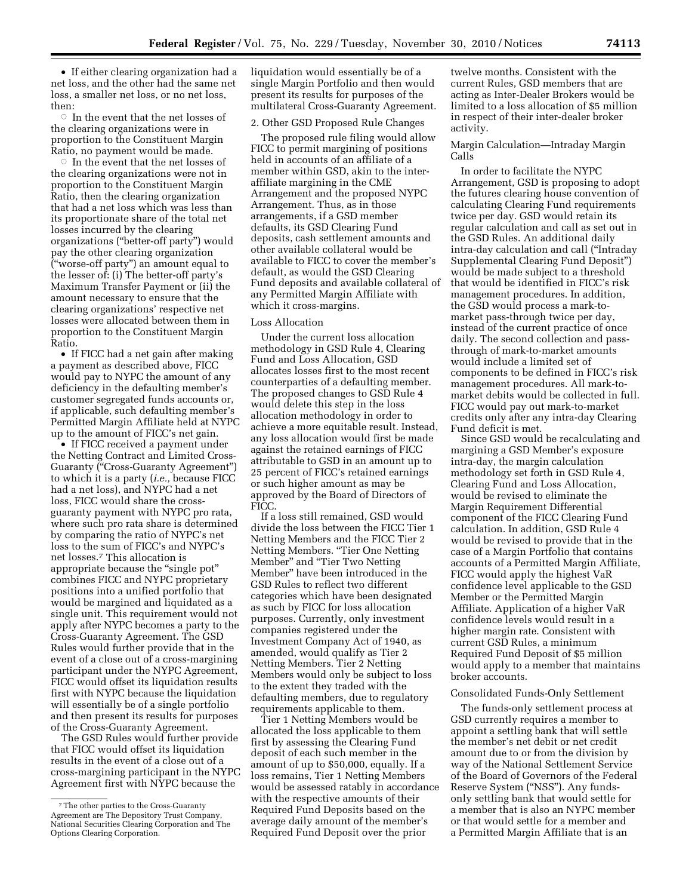- If either clearing organization had a net loss, and the other had the same net loss, a smaller net loss, or no net loss, then:
  - In the event that the net losses of the clearing organizations were in proportion to the Constituent Margin Ratio, no payment would be made.
  - In the event that the net losses of the clearing organizations were not in proportion to the Constituent Margin Ratio, then the clearing organization that had a net loss which was less than its proportionate share of the total net losses incurred by the clearing organizations ("better-off party") would pay the other clearing organization ("worse-off party") an amount equal to the lesser of: (i) The better-off party's Maximum Transfer Payment or (ii) the amount necessary to ensure that the clearing organizations' respective net losses were allocated between them in proportion to the Constituent Margin Ratio.
- If FICC had a net gain after making a payment as described above, FICC would pay to NYPC the amount of any deficiency in the defaulting member's customer segregated funds accounts or, if applicable, such defaulting member's Permitted Margin Affiliate held at NYPC up to the amount of FICC's net gain.
- If FICC received a payment under the Netting Contract and Limited Cross-Guaranty ("Cross-Guaranty Agreement") to which it is a party (*i.e.,* because FICC had a net loss), and NYPC had a net loss, FICC would share the cross-guaranty payment with NYPC pro rata, where such pro rata share is determined by comparing the ratio of NYPC's net loss to the sum of FICC's and NYPC's net losses.[7] This allocation is appropriate because the "single pot" combines FICC and NYPC proprietary positions into a unified portfolio that would be margined and liquidated as a single unit. This requirement would not apply after NYPC becomes a party to the Cross-Guaranty Agreement. The GSD Rules would further provide that in the event of a close out of a cross-margining participant under the NYPC Agreement, FICC would offset its liquidation results first with NYPC because the liquidation will essentially be of a single portfolio and then present its results for purposes of the Cross-Guaranty Agreement.

The GSD Rules would further provide that FICC would offset its liquidation results in the event of a close out of a cross-margining participant in the NYPC Agreement first with NYPC because the liquidation would essentially be of a single Margin Portfolio and then would present its results for purposes of the multilateral Cross-Guaranty Agreement.

2. Other GSD Proposed Rule Changes

The proposed rule filing would allow FICC to permit margining of positions held in accounts of an affiliate of a member within GSD, akin to the inter-affiliate margining in the CME Arrangement and the proposed NYPC Arrangement. Thus, as in those arrangements, if a GSD member defaults, its GSD Clearing Fund deposits, cash settlement amounts and other available collateral would be available to FICC to cover the member's default, as would the GSD Clearing Fund deposits and available collateral of any Permitted Margin Affiliate with which it cross-margins.

Loss Allocation

Under the current loss allocation methodology in GSD Rule 4, Clearing Fund and Loss Allocation, GSD allocates losses first to the most recent counterparties of a defaulting member. The proposed changes to GSD Rule 4 would delete this step in the loss allocation methodology in order to achieve a more equitable result. Instead, any loss allocation would first be made against the retained earnings of FICC attributable to GSD in an amount up to 25 percent of FICC's retained earnings or such higher amount as may be approved by the Board of Directors of FICC.

If a loss still remained, GSD would divide the loss between the FICC Tier 1 Netting Members and the FICC Tier 2 Netting Members. "Tier One Netting Member" and "Tier Two Netting Member" have been introduced in the GSD Rules to reflect two different categories which have been designated as such by FICC for loss allocation purposes. Currently, only investment companies registered under the Investment Company Act of 1940, as amended, would qualify as Tier 2 Netting Members. Tier 2 Netting Members would only be subject to loss to the extent they traded with the defaulting members, due to regulatory requirements applicable to them.

Tier 1 Netting Members would be allocated the loss applicable to them first by assessing the Clearing Fund deposit of each such member in the amount of up to $50,000, equally. If a loss remains, Tier 1 Netting Members would be assessed ratably in accordance with the respective amounts of their Required Fund Deposits based on the average daily amount of the member's Required Fund Deposit over the prior twelve months. Consistent with the current Rules, GSD members that are acting as Inter-Dealer Brokers would be limited to a loss allocation of $5 million in respect of their inter-dealer broker activity.

Margin Calculation—Intraday Margin Calls

In order to facilitate the NYPC Arrangement, GSD is proposing to adopt the futures clearing house convention of calculating Clearing Fund requirements twice per day. GSD would retain its regular calculation and call as set out in the GSD Rules. An additional daily intra-day calculation and call ("Intraday Supplemental Clearing Fund Deposit") would be made subject to a threshold that would be identified in FICC's risk management procedures. In addition, the GSD would process a mark-to-market pass-through twice per day, instead of the current practice of once daily. The second collection and pass-through of mark-to-market amounts would include a limited set of components to be defined in FICC's risk management procedures. All mark-to-market debits would be collected in full. FICC would pay out mark-to-market credits only after any intra-day Clearing Fund deficit is met.

Since GSD would be recalculating and margining a GSD Member's exposure intra-day, the margin calculation methodology set forth in GSD Rule 4, Clearing Fund and Loss Allocation, would be revised to eliminate the Margin Requirement Differential component of the FICC Clearing Fund calculation. In addition, GSD Rule 4 would be revised to provide that in the case of a Margin Portfolio that contains accounts of a Permitted Margin Affiliate, FICC would apply the highest VaR confidence level applicable to the GSD Member or the Permitted Margin Affiliate. Application of a higher VaR confidence levels would result in a higher margin rate. Consistent with current GSD Rules, a minimum Required Fund Deposit of $5 million would apply to a member that maintains broker accounts.

Consolidated Funds-Only Settlement

The funds-only settlement process at GSD currently requires a member to appoint a settling bank that will settle the member's net debit or net credit amount due to or from the division by way of the National Settlement Service of the Board of Governors of the Federal Reserve System ("NSS"). Any funds-only settling bank that would settle for a member that is also an NYPC member or that would settle for a member and a Permitted Margin Affiliate that is an

[7] The other parties to the Cross-Guaranty Agreement are The Depository Trust Company, National Securities Clearing Corporation and The Options Clearing Corporation.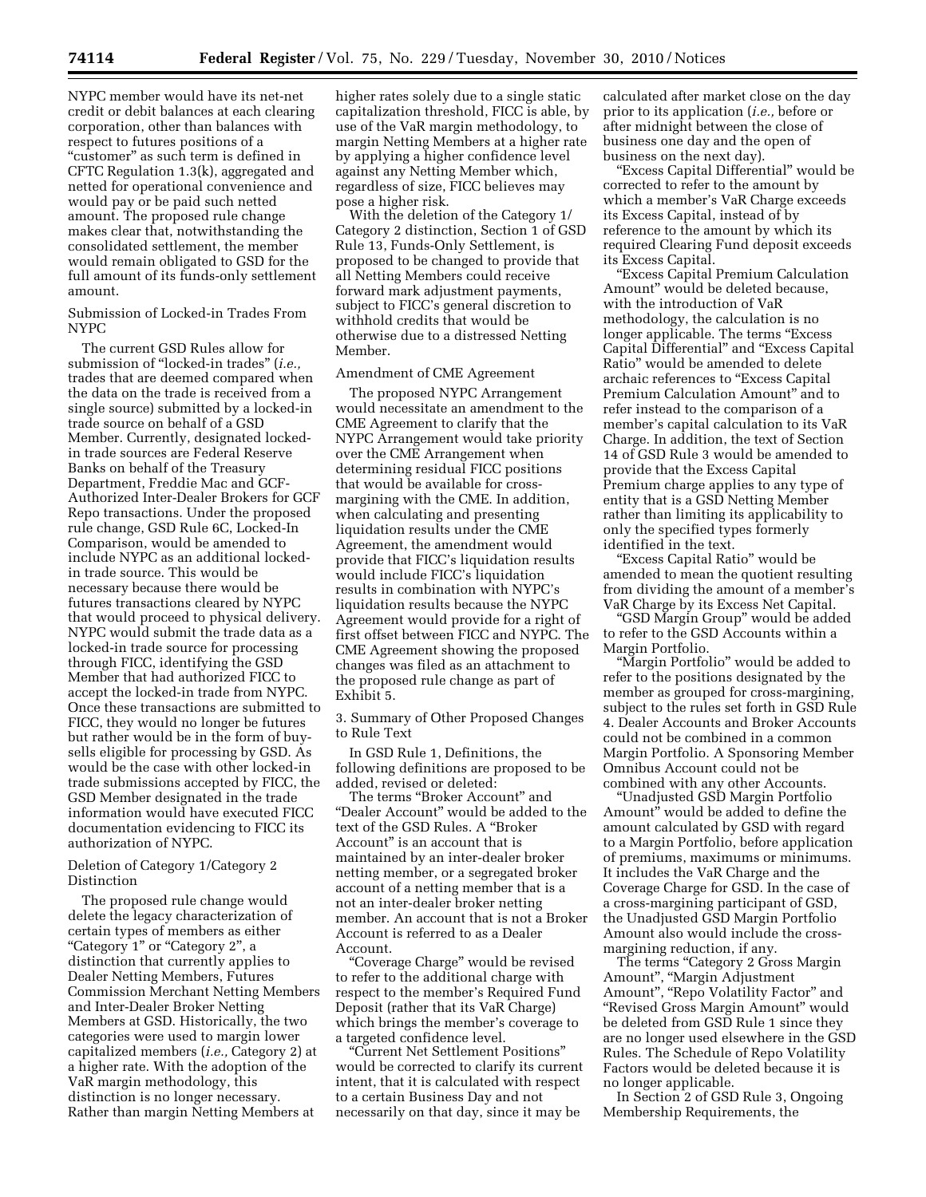NYPC member would have its net-net credit or debit balances at each clearing corporation, other than balances with respect to futures positions of a "customer" as such term is defined in CFTC Regulation 1.3(k), aggregated and netted for operational convenience and would pay or be paid such netted amount. The proposed rule change makes clear that, notwithstanding the consolidated settlement, the member would remain obligated to GSD for the full amount of its funds-only settlement amount.

Submission of Locked-in Trades From NYPC

The current GSD Rules allow for submission of "locked-in trades" (*i.e.,* trades that are deemed compared when the data on the trade is received from a single source) submitted by a locked-in trade source on behalf of a GSD Member. Currently, designated locked-in trade sources are Federal Reserve Banks on behalf of the Treasury Department, Freddie Mac and GCF-Authorized Inter-Dealer Brokers for GCF Repo transactions. Under the proposed rule change, GSD Rule 6C, Locked-In Comparison, would be amended to include NYPC as an additional locked-in trade source. This would be necessary because there would be futures transactions cleared by NYPC that would proceed to physical delivery. NYPC would submit the trade data as a locked-in trade source for processing through FICC, identifying the GSD Member that had authorized FICC to accept the locked-in trade from NYPC. Once these transactions are submitted to FICC, they would no longer be futures but rather would be in the form of buy-sells eligible for processing by GSD. As would be the case with other locked-in trade submissions accepted by FICC, the GSD Member designated in the trade information would have executed FICC documentation evidencing to FICC its authorization of NYPC.

Deletion of Category 1/Category 2 Distinction

The proposed rule change would delete the legacy characterization of certain types of members as either "Category 1" or "Category 2", a distinction that currently applies to Dealer Netting Members, Futures Commission Merchant Netting Members and Inter-Dealer Broker Netting Members at GSD. Historically, the two categories were used to margin lower capitalized members (*i.e.,* Category 2) at a higher rate. With the adoption of the VaR margin methodology, this distinction is no longer necessary. Rather than margin Netting Members at higher rates solely due to a single static capitalization threshold, FICC is able, by use of the VaR margin methodology, to margin Netting Members at a higher rate by applying a higher confidence level against any Netting Member which, regardless of size, FICC believes may pose a higher risk.

With the deletion of the Category 1/Category 2 distinction, Section 1 of GSD Rule 13, Funds-Only Settlement, is proposed to be changed to provide that all Netting Members could receive forward mark adjustment payments, subject to FICC's general discretion to withhold credits that would be otherwise due to a distressed Netting Member.

Amendment of CME Agreement

The proposed NYPC Arrangement would necessitate an amendment to the CME Agreement to clarify that the NYPC Arrangement would take priority over the CME Arrangement when determining residual FICC positions that would be available for cross-margining with the CME. In addition, when calculating and presenting liquidation results under the CME Agreement, the amendment would provide that FICC's liquidation results would include FICC's liquidation results in combination with NYPC's liquidation results because the NYPC Agreement would provide for a right of first offset between FICC and NYPC. The CME Agreement showing the proposed changes was filed as an attachment to the proposed rule change as part of Exhibit 5.

3. Summary of Other Proposed Changes to Rule Text

In GSD Rule 1, Definitions, the following definitions are proposed to be added, revised or deleted:

The terms "Broker Account" and "Dealer Account" would be added to the text of the GSD Rules. A "Broker Account" is an account that is maintained by an inter-dealer broker netting member, or a segregated broker account of a netting member that is a not an inter-dealer broker netting member. An account that is not a Broker Account is referred to as a Dealer Account.

"Coverage Charge" would be revised to refer to the additional charge with respect to the member's Required Fund Deposit (rather that its VaR Charge) which brings the member's coverage to a targeted confidence level.

"Current Net Settlement Positions" would be corrected to clarify its current intent, that it is calculated with respect to a certain Business Day and not necessarily on that day, since it may be calculated after market close on the day prior to its application (*i.e.,* before or after midnight between the close of business one day and the open of business on the next day).

"Excess Capital Differential" would be corrected to refer to the amount by which a member's VaR Charge exceeds its Excess Capital, instead of by reference to the amount by which its required Clearing Fund deposit exceeds its Excess Capital.

"Excess Capital Premium Calculation Amount" would be deleted because, with the introduction of VaR methodology, the calculation is no longer applicable. The terms "Excess Capital Differential" and "Excess Capital Ratio" would be amended to delete archaic references to "Excess Capital Premium Calculation Amount" and to refer instead to the comparison of a member's capital calculation to its VaR Charge. In addition, the text of Section 14 of GSD Rule 3 would be amended to provide that the Excess Capital Premium charge applies to any type of entity that is a GSD Netting Member rather than limiting its applicability to only the specified types formerly identified in the text.

"Excess Capital Ratio" would be amended to mean the quotient resulting from dividing the amount of a member's VaR Charge by its Excess Net Capital.

"GSD Margin Group" would be added to refer to the GSD Accounts within a Margin Portfolio.

"Margin Portfolio" would be added to refer to the positions designated by the member as grouped for cross-margining, subject to the rules set forth in GSD Rule 4. Dealer Accounts and Broker Accounts could not be combined in a common Margin Portfolio. A Sponsoring Member Omnibus Account could not be combined with any other Accounts.

"Unadjusted GSD Margin Portfolio Amount" would be added to define the amount calculated by GSD with regard to a Margin Portfolio, before application of premiums, maximums or minimums. It includes the VaR Charge and the Coverage Charge for GSD. In the case of a cross-margining participant of GSD, the Unadjusted GSD Margin Portfolio Amount also would include the cross-margining reduction, if any.

The terms "Category 2 Gross Margin Amount", "Margin Adjustment Amount", "Repo Volatility Factor" and "Revised Gross Margin Amount" would be deleted from GSD Rule 1 since they are no longer used elsewhere in the GSD Rules. The Schedule of Repo Volatility Factors would be deleted because it is no longer applicable.

In Section 2 of GSD Rule 3, Ongoing Membership Requirements, the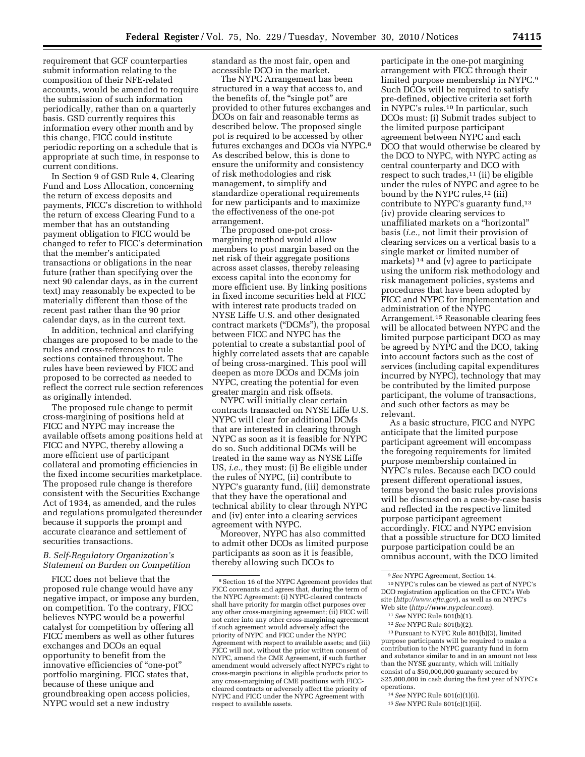requirement that GCF counterparties submit information relating to the composition of their NFE-related accounts, would be amended to require the submission of such information periodically, rather than on a quarterly basis. GSD currently requires this information every other month and by this change, FICC could institute periodic reporting on a schedule that is appropriate at such time, in response to current conditions.

In Section 9 of GSD Rule 4, Clearing Fund and Loss Allocation, concerning the return of excess deposits and payments, FICC's discretion to withhold the return of excess Clearing Fund to a member that has an outstanding payment obligation to FICC would be changed to refer to FICC's determination that the member's anticipated transactions or obligations in the near future (rather than specifying over the next 90 calendar days, as in the current text) may reasonably be expected to be materially different than those of the recent past rather than the 90 prior calendar days, as in the current text.

In addition, technical and clarifying changes are proposed to be made to the rules and cross-references to rule sections contained throughout. The rules have been reviewed by FICC and proposed to be corrected as needed to reflect the correct rule section references as originally intended.

The proposed rule change to permit cross-margining of positions held at FICC and NYPC may increase the available offsets among positions held at FICC and NYPC, thereby allowing a more efficient use of participant collateral and promoting efficiencies in the fixed income securities marketplace. The proposed rule change is therefore consistent with the Securities Exchange Act of 1934, as amended, and the rules and regulations promulgated thereunder because it supports the prompt and accurate clearance and settlement of securities transactions.

### B. Self-Regulatory Organization's Statement on Burden on Competition

FICC does not believe that the proposed rule change would have any negative impact, or impose any burden, on competition. To the contrary, FICC believes NYPC would be a powerful catalyst for competition by offering all FICC members as well as other futures exchanges and DCOs an equal opportunity to benefit from the innovative efficiencies of "one-pot" portfolio margining. FICC states that, because of these unique and groundbreaking open access policies, NYPC would set a new industry standard as the most fair, open and accessible DCO in the market.

The NYPC Arrangement has been structured in a way that access to, and the benefits of, the "single pot" are provided to other futures exchanges and DCOs on fair and reasonable terms as described below. The proposed single pot is required to be accessed by other futures exchanges and DCOs via NYPC.[8] As described below, this is done to ensure the uniformity and consistency of risk methodologies and risk management, to simplify and standardize operational requirements for new participants and to maximize the effectiveness of the one-pot arrangement.

The proposed one-pot cross-margining method would allow members to post margin based on the net risk of their aggregate positions across asset classes, thereby releasing excess capital into the economy for more efficient use. By linking positions in fixed income securities held at FICC with interest rate products traded on NYSE Liffe U.S. and other designated contract markets ("DCMs"), the proposal between FICC and NYPC has the potential to create a substantial pool of highly correlated assets that are capable of being cross-margined. This pool will deepen as more DCOs and DCMs join NYPC, creating the potential for even greater margin and risk offsets.

NYPC will initially clear certain contracts transacted on NYSE Liffe U.S. NYPC will clear for additional DCMs that are interested in clearing through NYPC as soon as it is feasible for NYPC do so. Such additional DCMs will be treated in the same way as NYSE Liffe US, *i.e.,* they must: (i) Be eligible under the rules of NYPC, (ii) contribute to NYPC's guaranty fund, (iii) demonstrate that they have the operational and technical ability to clear through NYPC and (iv) enter into a clearing services agreement with NYPC.

Moreover, NYPC has also committed to admit other DCOs as limited purpose participants as soon as it is feasible, thereby allowing such DCOs to participate in the one-pot margining arrangement with FICC through their limited purpose membership in NYPC.[9] Such DCOs will be required to satisfy pre-defined, objective criteria set forth in NYPC's rules.[10] In particular, such DCOs must: (i) Submit trades subject to the limited purpose participant agreement between NYPC and each DCO that would otherwise be cleared by the DCO to NYPC, with NYPC acting as central counterparty and DCO with respect to such trades,[11] (ii) be eligible under the rules of NYPC and agree to be bound by the NYPC rules,[12] (iii) contribute to NYPC's guaranty fund,[13] (iv) provide clearing services to unaffiliated markets on a "horizontal" basis (*i.e.,* not limit their provision of clearing services on a vertical basis to a single market or limited number of markets)[14] and (v) agree to participate using the uniform risk methodology and risk management policies, systems and procedures that have been adopted by FICC and NYPC for implementation and administration of the NYPC Arrangement.[15] Reasonable clearing fees will be allocated between NYPC and the limited purpose participant DCO as may be agreed by NYPC and the DCO, taking into account factors such as the cost of services (including capital expenditures incurred by NYPC), technology that may be contributed by the limited purpose participant, the volume of transactions, and such other factors as may be relevant.

As a basic structure, FICC and NYPC anticipate that the limited purpose participant agreement will encompass the foregoing requirements for limited purpose membership contained in NYPC's rules. Because each DCO could present different operational issues, terms beyond the basic rules provisions will be discussed on a case-by-case basis and reflected in the respective limited purpose participant agreement accordingly. FICC and NYPC envision that a possible structure for DCO limited purpose participation could be an omnibus account, with the DCO limited

---

[8] Section 16 of the NYPC Agreement provides that FICC covenants and agrees that, during the term of the NYPC Agreement: (i) NYPC-cleared contracts shall have priority for margin offset purposes over any other cross-margining agreement; (ii) FICC will not enter into any other cross-margining agreement if such agreement would adversely affect the priority of NYPC and FICC under the NYPC Agreement with respect to available assets; and (iii) FICC will not, without the prior written consent of NYPC, amend the CME Agreement, if such further amendment would adversely affect NYPC's right to cross-margin positions in eligible products prior to any cross-margining of CME positions with FICC-cleared contracts or adversely affect the priority of NYPC and FICC under the NYPC Agreement with respect to available assets.

[9] *See* NYPC Agreement, Section 14.

[10] NYPC's rules can be viewed as part of NYPC's DCO registration application on the CFTC's Web site (*http://www.cftc.gov*), as well as on NYPC's Web site (*http://www.nypclear.com*).

[11] *See* NYPC Rule 801(b)(1).

[12] *See* NYPC Rule 801(b)(2).

[13] Pursuant to NYPC Rule 801(b)(3), limited purpose participants will be required to make a contribution to the NYPC guaranty fund in form and substance similar to and in an amount not less than the NYSE guaranty, which will initially consist of a $50,000,000 guaranty secured by $25,000,000 in cash during the first year of NYPC's operations.

[14] *See* NYPC Rule 801(c)(1)(i).

[15] *See* NYPC Rule 801(c)(1)(ii).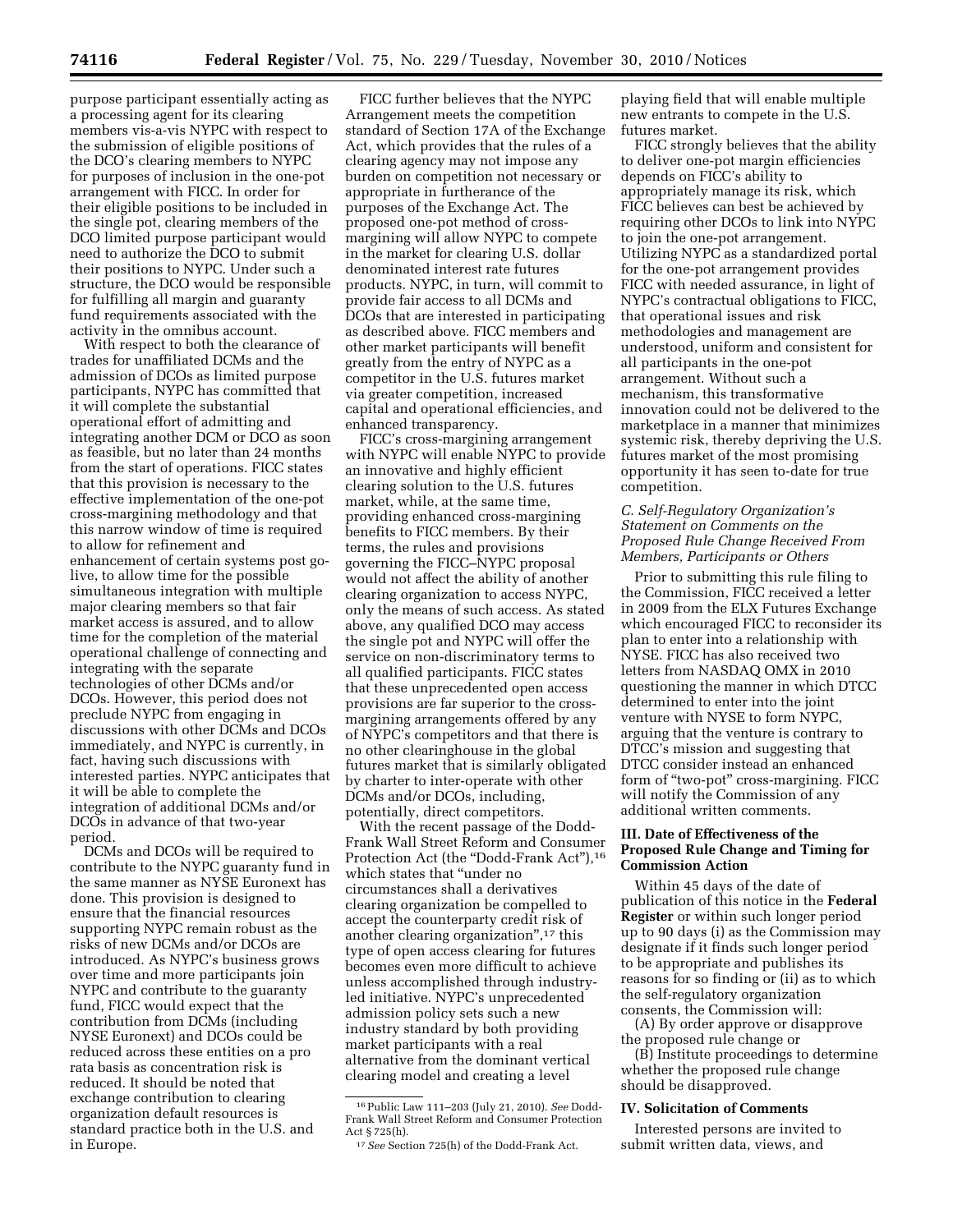purpose participant essentially acting as a processing agent for its clearing members vis-a-vis NYPC with respect to the submission of eligible positions of the DCO's clearing members to NYPC for purposes of inclusion in the one-pot arrangement with FICC. In order for their eligible positions to be included in the single pot, clearing members of the DCO limited purpose participant would need to authorize the DCO to submit their positions to NYPC. Under such a structure, the DCO would be responsible for fulfilling all margin and guaranty fund requirements associated with the activity in the omnibus account.

With respect to both the clearance of trades for unaffiliated DCMs and the admission of DCOs as limited purpose participants, NYPC has committed that it will complete the substantial operational effort of admitting and integrating another DCM or DCO as soon as feasible, but no later than 24 months from the start of operations. FICC states that this provision is necessary to the effective implementation of the one-pot cross-margining methodology and that this narrow window of time is required to allow for refinement and enhancement of certain systems post go-live, to allow time for the possible simultaneous integration with multiple major clearing members so that fair market access is assured, and to allow time for the completion of the material operational challenge of connecting and integrating with the separate technologies of other DCMs and/or DCOs. However, this period does not preclude NYPC from engaging in discussions with other DCMs and DCOs immediately, and NYPC is currently, in fact, having such discussions with interested parties. NYPC anticipates that it will be able to complete the integration of additional DCMs and/or DCOs in advance of that two-year period.

DCMs and DCOs will be required to contribute to the NYPC guaranty fund in the same manner as NYSE Euronext has done. This provision is designed to ensure that the financial resources supporting NYPC remain robust as the risks of new DCMs and/or DCOs are introduced. As NYPC's business grows over time and more participants join NYPC and contribute to the guaranty fund, FICC would expect that the contribution from DCMs (including NYSE Euronext) and DCOs could be reduced across these entities on a pro rata basis as concentration risk is reduced. It should be noted that exchange contribution to clearing organization default resources is standard practice both in the U.S. and in Europe.

FICC further believes that the NYPC Arrangement meets the competition standard of Section 17A of the Exchange Act, which provides that the rules of a clearing agency may not impose any burden on competition not necessary or appropriate in furtherance of the purposes of the Exchange Act. The proposed one-pot method of cross-margining will allow NYPC to compete in the market for clearing U.S. dollar denominated interest rate futures products. NYPC, in turn, will commit to provide fair access to all DCMs and DCOs that are interested in participating as described above. FICC members and other market participants will benefit greatly from the entry of NYPC as a competitor in the U.S. futures market via greater competition, increased capital and operational efficiencies, and enhanced transparency.

FICC's cross-margining arrangement with NYPC will enable NYPC to provide an innovative and highly efficient clearing solution to the U.S. futures market, while, at the same time, providing enhanced cross-margining benefits to FICC members. By their terms, the rules and provisions governing the FICC–NYPC proposal would not affect the ability of another clearing organization to access NYPC, only the means of such access. As stated above, any qualified DCO may access the single pot and NYPC will offer the service on non-discriminatory terms to all qualified participants. FICC states that these unprecedented open access provisions are far superior to the cross-margining arrangements offered by any of NYPC's competitors and that there is no other clearinghouse in the global futures market that is similarly obligated by charter to inter-operate with other DCMs and/or DCOs, including, potentially, direct competitors.

With the recent passage of the Dodd-Frank Wall Street Reform and Consumer Protection Act (the "Dodd-Frank Act"),[16] which states that "under no circumstances shall a derivatives clearing organization be compelled to accept the counterparty credit risk of another clearing organization",[17] this type of open access clearing for futures becomes even more difficult to achieve unless accomplished through industry-led initiative. NYPC's unprecedented admission policy sets such a new industry standard by both providing market participants with a real alternative from the dominant vertical clearing model and creating a level playing field that will enable multiple new entrants to compete in the U.S. futures market.

FICC strongly believes that the ability to deliver one-pot margin efficiencies depends on FICC's ability to appropriately manage its risk, which FICC believes can best be achieved by requiring other DCOs to link into NYPC to join the one-pot arrangement. Utilizing NYPC as a standardized portal for the one-pot arrangement provides FICC with needed assurance, in light of NYPC's contractual obligations to FICC, that operational issues and risk methodologies and management are understood, uniform and consistent for all participants in the one-pot arrangement. Without such a mechanism, this transformative innovation could not be delivered to the marketplace in a manner that minimizes systemic risk, thereby depriving the U.S. futures market of the most promising opportunity it has seen to-date for true competition.

### *C. Self-Regulatory Organization's Statement on Comments on the Proposed Rule Change Received From Members, Participants or Others*

Prior to submitting this rule filing to the Commission, FICC received a letter in 2009 from the ELX Futures Exchange which encouraged FICC to reconsider its plan to enter into a relationship with NYSE. FICC has also received two letters from NASDAQ OMX in 2010 questioning the manner in which DTCC determined to enter into the joint venture with NYSE to form NYPC, arguing that the venture is contrary to DTCC's mission and suggesting that DTCC consider instead an enhanced form of "two-pot" cross-margining. FICC will notify the Commission of any additional written comments.

## III. Date of Effectiveness of the Proposed Rule Change and Timing for Commission Action

Within 45 days of the date of publication of this notice in the **Federal Register** or within such longer period up to 90 days (i) as the Commission may designate if it finds such longer period to be appropriate and publishes its reasons for so finding or (ii) as to which the self-regulatory organization consents, the Commission will:

(A) By order approve or disapprove the proposed rule change or

(B) Institute proceedings to determine whether the proposed rule change should be disapproved.

## IV. Solicitation of Comments

Interested persons are invited to submit written data, views, and

---

[16] Public Law 111–203 (July 21, 2010). *See* Dodd-Frank Wall Street Reform and Consumer Protection Act § 725(h).

[17] *See* Section 725(h) of the Dodd-Frank Act.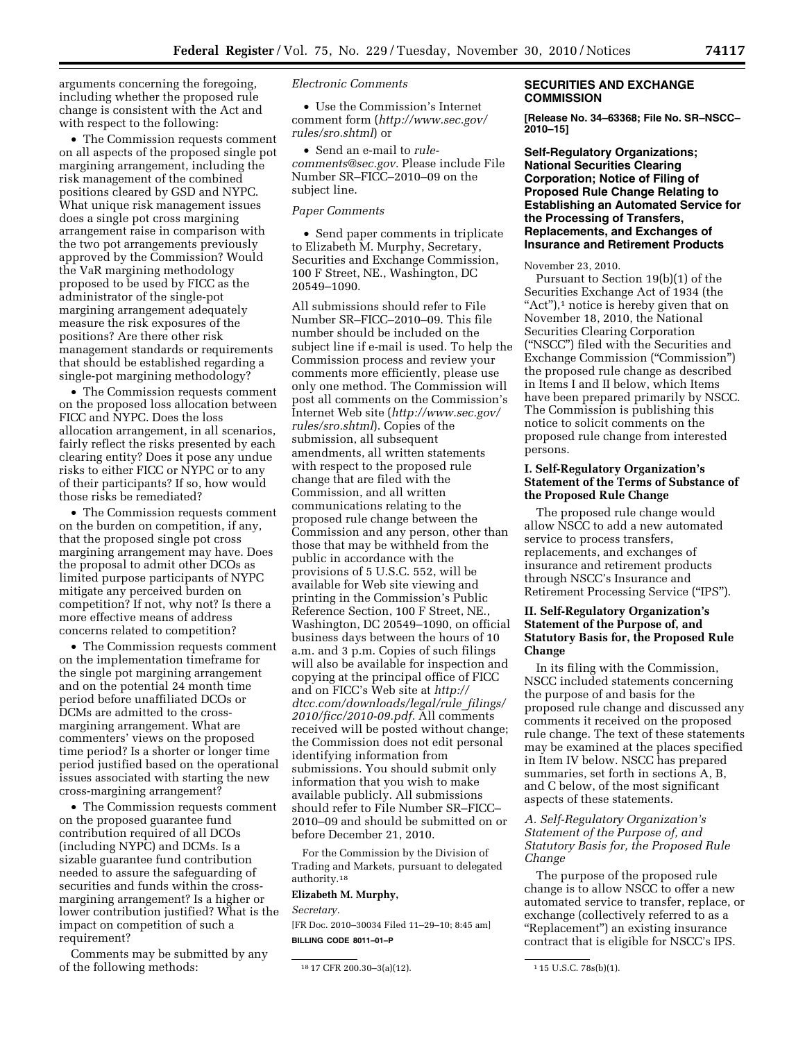arguments concerning the foregoing, including whether the proposed rule change is consistent with the Act and with respect to the following:

- The Commission requests comment on all aspects of the proposed single pot margining arrangement, including the risk management of the combined positions cleared by GSD and NYPC. What unique risk management issues does a single pot cross margining arrangement raise in comparison with the two pot arrangements previously approved by the Commission? Would the VaR margining methodology proposed to be used by FICC as the administrator of the single-pot margining arrangement adequately measure the risk exposures of the positions? Are there other risk management standards or requirements that should be established regarding a single-pot margining methodology?

- The Commission requests comment on the proposed loss allocation between FICC and NYPC. Does the loss allocation arrangement, in all scenarios, fairly reflect the risks presented by each clearing entity? Does it pose any undue risks to either FICC or NYPC or to any of their participants? If so, how would those risks be remediated?

- The Commission requests comment on the burden on competition, if any, that the proposed single pot cross margining arrangement may have. Does the proposal to admit other DCOs as limited purpose participants of NYPC mitigate any perceived burden on competition? If not, why not? Is there a more effective means of address concerns related to competition?

- The Commission requests comment on the implementation timeframe for the single pot margining arrangement and on the potential 24 month time period before unaffiliated DCOs or DCMs are admitted to the cross-margining arrangement. What are commenters' views on the proposed time period? Is a shorter or longer time period justified based on the operational issues associated with starting the new cross-margining arrangement?

- The Commission requests comment on the proposed guarantee fund contribution required of all DCOs (including NYPC) and DCMs. Is a sizable guarantee fund contribution needed to assure the safeguarding of securities and funds within the cross-margining arrangement? Is a higher or lower contribution justified? What is the impact on competition of such a requirement?

Comments may be submitted by any of the following methods:

*Electronic Comments*

- Use the Commission's Internet comment form (*http://www.sec.gov/rules/sro.shtml*) or

- Send an e-mail to *rule-comments@sec.gov.* Please include File Number SR–FICC–2010–09 on the subject line.

*Paper Comments*

- Send paper comments in triplicate to Elizabeth M. Murphy, Secretary, Securities and Exchange Commission, 100 F Street, NE., Washington, DC 20549–1090.

All submissions should refer to File Number SR–FICC–2010–09. This file number should be included on the subject line if e-mail is used. To help the Commission process and review your comments more efficiently, please use only one method. The Commission will post all comments on the Commission's Internet Web site (*http://www.sec.gov/rules/sro.shtml*). Copies of the submission, all subsequent amendments, all written statements with respect to the proposed rule change that are filed with the Commission, and all written communications relating to the proposed rule change between the Commission and any person, other than those that may be withheld from the public in accordance with the provisions of 5 U.S.C. 552, will be available for Web site viewing and printing in the Commission's Public Reference Section, 100 F Street, NE., Washington, DC 20549–1090, on official business days between the hours of 10 a.m. and 3 p.m. Copies of such filings will also be available for inspection and copying at the principal office of FICC and on FICC's Web site at *http://dtcc.com/downloads/legal/rule_filings/2010/ficc/2010-09.pdf*. All comments received will be posted without change; the Commission does not edit personal identifying information from submissions. You should submit only information that you wish to make available publicly. All submissions should refer to File Number SR–FICC–2010–09 and should be submitted on or before December 21, 2010.

For the Commission by the Division of Trading and Markets, pursuant to delegated authority.[18]

**Elizabeth M. Murphy,**

*Secretary.*

[FR Doc. 2010–30034 Filed 11–29–10; 8:45 am]

**BILLING CODE 8011–01–P**

[18] 17 CFR 200.30–3(a)(12).

## SECURITIES AND EXCHANGE COMMISSION

**[Release No. 34–63368; File No. SR–NSCC–2010–15]**

### Self-Regulatory Organizations; National Securities Clearing Corporation; Notice of Filing of Proposed Rule Change Relating to Establishing an Automated Service for the Processing of Transfers, Replacements, and Exchanges of Insurance and Retirement Products

November 23, 2010.

Pursuant to Section 19(b)(1) of the Securities Exchange Act of 1934 (the "Act"),[1] notice is hereby given that on November 18, 2010, the National Securities Clearing Corporation ("NSCC") filed with the Securities and Exchange Commission ("Commission") the proposed rule change as described in Items I and II below, which Items have been prepared primarily by NSCC. The Commission is publishing this notice to solicit comments on the proposed rule change from interested persons.

#### I. Self-Regulatory Organization's Statement of the Terms of Substance of the Proposed Rule Change

The proposed rule change would allow NSCC to add a new automated service to process transfers, replacements, and exchanges of insurance and retirement products through NSCC's Insurance and Retirement Processing Service ("IPS").

#### II. Self-Regulatory Organization's Statement of the Purpose of, and Statutory Basis for, the Proposed Rule Change

In its filing with the Commission, NSCC included statements concerning the purpose of and basis for the proposed rule change and discussed any comments it received on the proposed rule change. The text of these statements may be examined at the places specified in Item IV below. NSCC has prepared summaries, set forth in sections A, B, and C below, of the most significant aspects of these statements.

*A. Self-Regulatory Organization's Statement of the Purpose of, and Statutory Basis for, the Proposed Rule Change*

The purpose of the proposed rule change is to allow NSCC to offer a new automated service to transfer, replace, or exchange (collectively referred to as a "Replacement") an existing insurance contract that is eligible for NSCC's IPS.

[1] 15 U.S.C. 78s(b)(1).